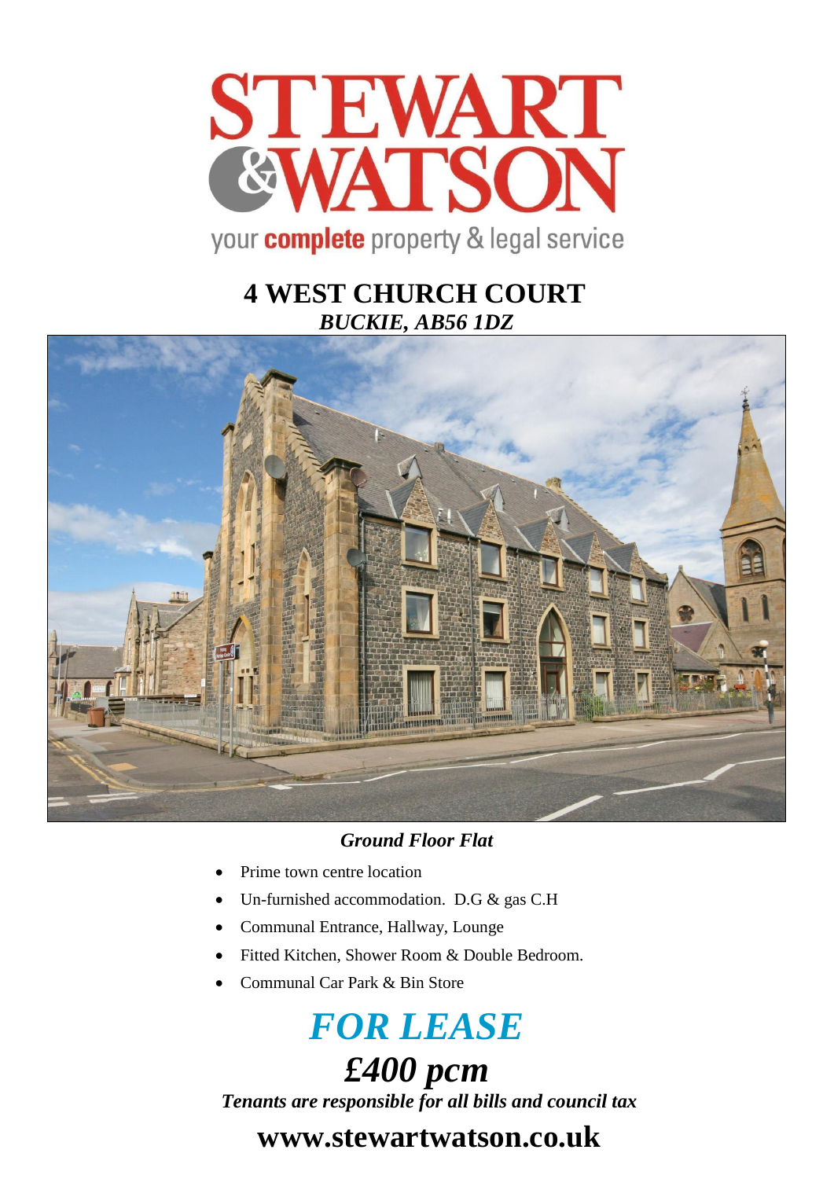# STEWART & WATSON

your **complete** property & legal service

## 4 WEST CHURCH COURT

***BUCKIE, AB56 1DZ***

***Ground Floor Flat***

- Prime town centre location
- Un-furnished accommodation. D.G & gas C.H
- Communal Entrance, Hallway, Lounge
- Fitted Kitchen, Shower Room & Double Bedroom.
- Communal Car Park & Bin Store

# *FOR LEASE*

## *£400 pcm*

***Tenants are responsible for all bills and council tax***

## www.stewartwatson.co.uk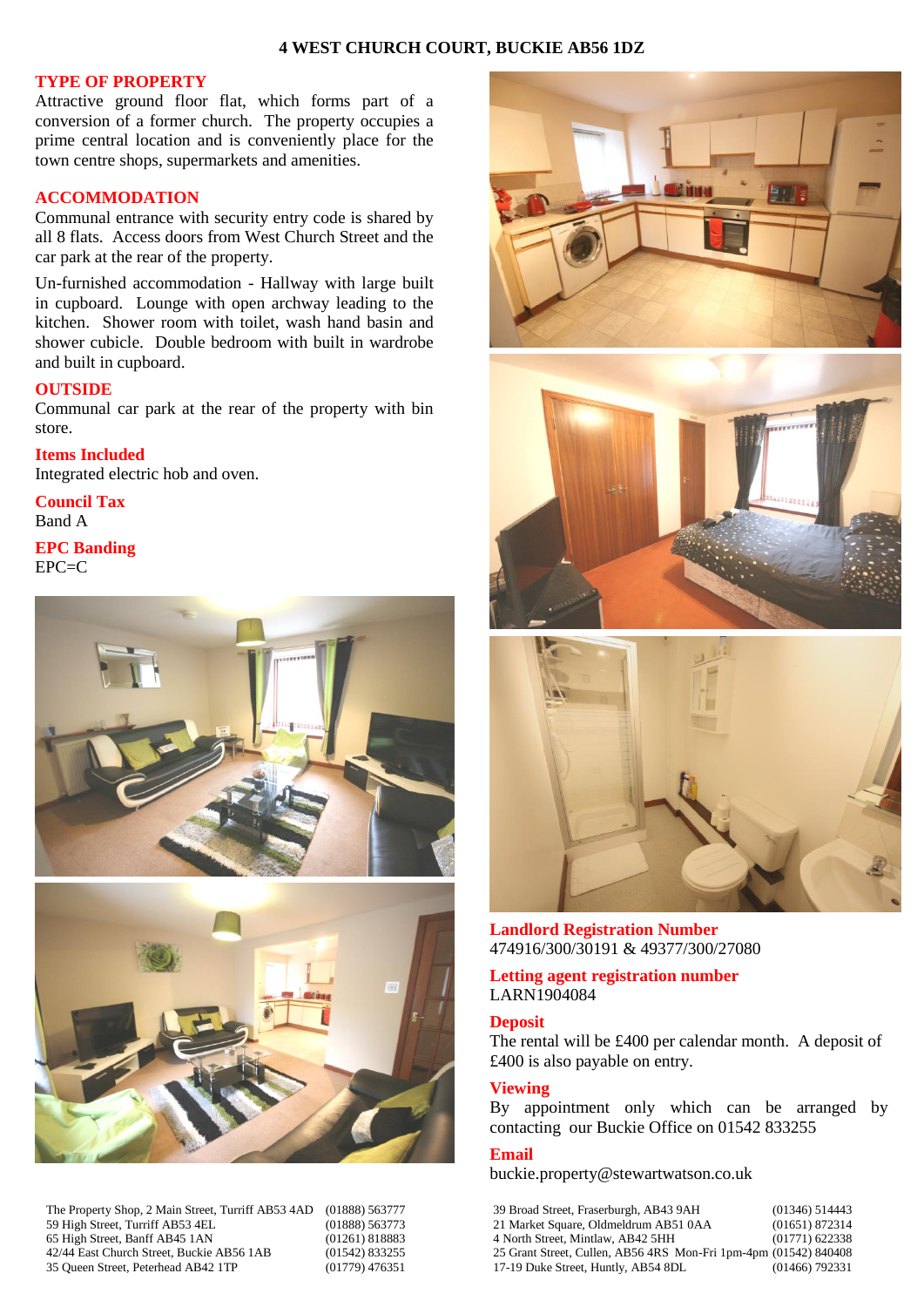# 4 WEST CHURCH COURT, BUCKIE AB56 1DZ

## TYPE OF PROPERTY

Attractive ground floor flat, which forms part of a conversion of a former church. The property occupies a prime central location and is conveniently place for the town centre shops, supermarkets and amenities.

## ACCOMMODATION

Communal entrance with security entry code is shared by all 8 flats. Access doors from West Church Street and the car park at the rear of the property.

Un-furnished accommodation - Hallway with large built in cupboard. Lounge with open archway leading to the kitchen. Shower room with toilet, wash hand basin and shower cubicle. Double bedroom with built in wardrobe and built in cupboard.

## OUTSIDE

Communal car park at the rear of the property with bin store.

## Items Included

Integrated electric hob and oven.

## Council Tax

Band A

## EPC Banding

EPC=C

## Landlord Registration Number

474916/300/30191 & 49377/300/27080

## Letting agent registration number

LARN1904084

## Deposit

The rental will be £400 per calendar month. A deposit of £400 is also payable on entry.

## Viewing

By appointment only which can be arranged by contacting our Buckie Office on 01542 833255

## Email

buckie.property@stewartwatson.co.uk

| | |
|---|---|
| The Property Shop, 2 Main Street, Turriff AB53 4AD | (01888) 563777 |
| 59 High Street, Turriff AB53 4EL | (01888) 563773 |
| 65 High Street, Banff AB45 1AN | (01261) 818883 |
| 42/44 East Church Street, Buckie AB56 1AB | (01542) 833255 |
| 35 Queen Street, Peterhead AB42 1TP | (01779) 476351 |
| 39 Broad Street, Fraserburgh, AB43 9AH | (01346) 514443 |
| 21 Market Square, Oldmeldrum AB51 0AA | (01651) 872314 |
| 4 North Street, Mintlaw, AB42 5HH | (01771) 622338 |
| 25 Grant Street, Cullen, AB56 4RS Mon-Fri 1pm-4pm | (01542) 840408 |
| 17-19 Duke Street, Huntly, AB54 8DL | (01466) 792331 |